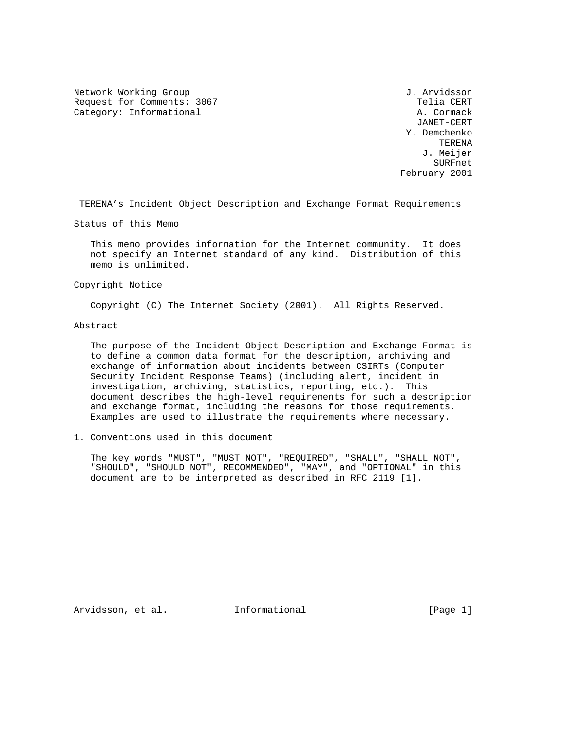Network Working Group J. Arvidsson
Request for Comments: 3067 Telia CERT
Category: Informational A. Cormack
JANET-CERT
Y. Demchenko
TERENA
J. Meijer
SURFnet
February 2001

# TERENA's Incident Object Description and Exchange Format Requirements

## Status of this Memo

This memo provides information for the Internet community. It does not specify an Internet standard of any kind. Distribution of this memo is unlimited.

## Copyright Notice

Copyright (C) The Internet Society (2001). All Rights Reserved.

## Abstract

The purpose of the Incident Object Description and Exchange Format is to define a common data format for the description, archiving and exchange of information about incidents between CSIRTs (Computer Security Incident Response Teams) (including alert, incident in investigation, archiving, statistics, reporting, etc.). This document describes the high-level requirements for such a description and exchange format, including the reasons for those requirements. Examples are used to illustrate the requirements where necessary.

## 1. Conventions used in this document

The key words "MUST", "MUST NOT", "REQUIRED", "SHALL", "SHALL NOT", "SHOULD", "SHOULD NOT", RECOMMENDED", "MAY", and "OPTIONAL" in this document are to be interpreted as described in RFC 2119 [1].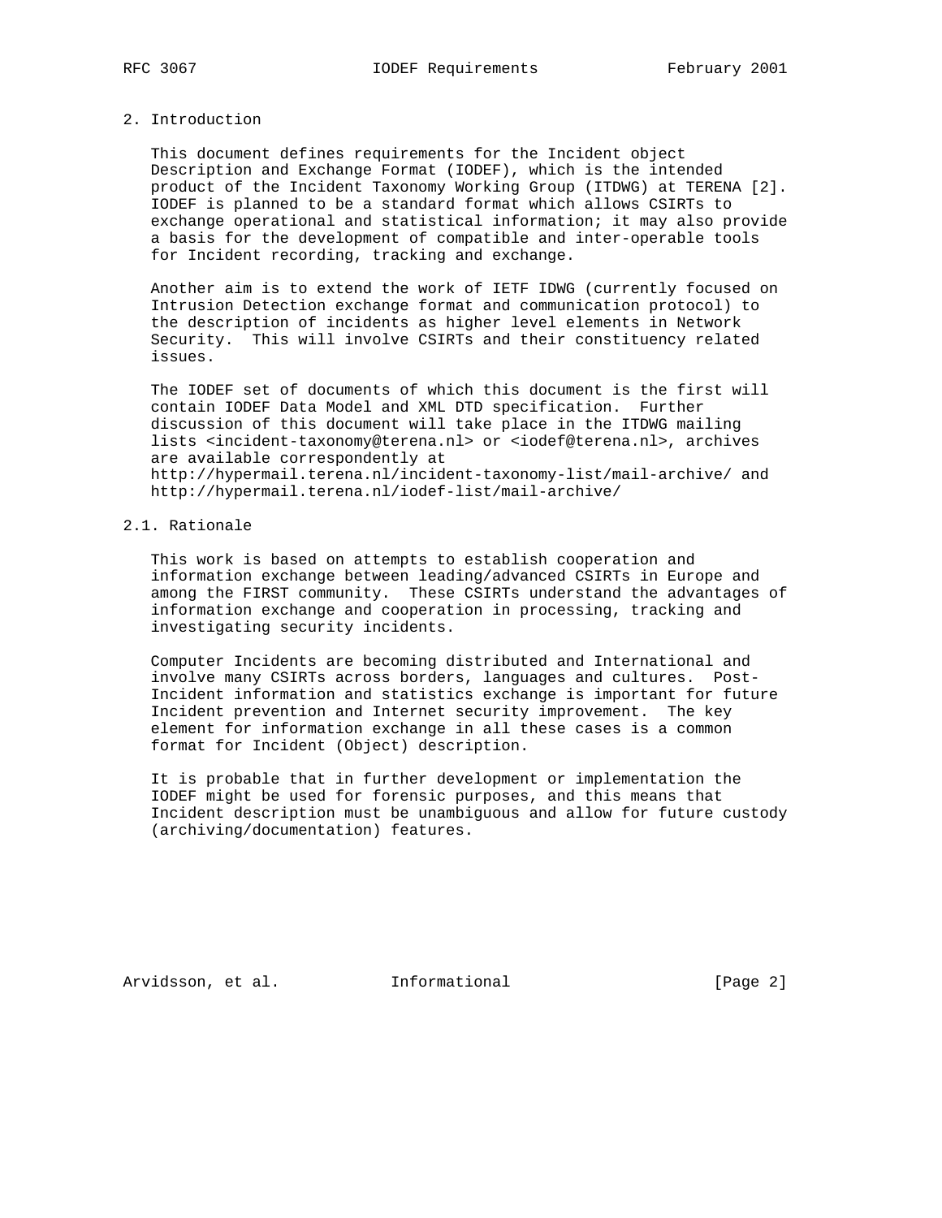## 2. Introduction

This document defines requirements for the Incident object Description and Exchange Format (IODEF), which is the intended product of the Incident Taxonomy Working Group (ITDWG) at TERENA [2]. IODEF is planned to be a standard format which allows CSIRTs to exchange operational and statistical information; it may also provide a basis for the development of compatible and inter-operable tools for Incident recording, tracking and exchange.

Another aim is to extend the work of IETF IDWG (currently focused on Intrusion Detection exchange format and communication protocol) to the description of incidents as higher level elements in Network Security. This will involve CSIRTs and their constituency related issues.

The IODEF set of documents of which this document is the first will contain IODEF Data Model and XML DTD specification. Further discussion of this document will take place in the ITDWG mailing lists <incident-taxonomy@terena.nl> or <iodef@terena.nl>, archives are available correspondently at http://hypermail.terena.nl/incident-taxonomy-list/mail-archive/ and http://hypermail.terena.nl/iodef-list/mail-archive/

### 2.1. Rationale

This work is based on attempts to establish cooperation and information exchange between leading/advanced CSIRTs in Europe and among the FIRST community. These CSIRTs understand the advantages of information exchange and cooperation in processing, tracking and investigating security incidents.

Computer Incidents are becoming distributed and International and involve many CSIRTs across borders, languages and cultures. Post-Incident information and statistics exchange is important for future Incident prevention and Internet security improvement. The key element for information exchange in all these cases is a common format for Incident (Object) description.

It is probable that in further development or implementation the IODEF might be used for forensic purposes, and this means that Incident description must be unambiguous and allow for future custody (archiving/documentation) features.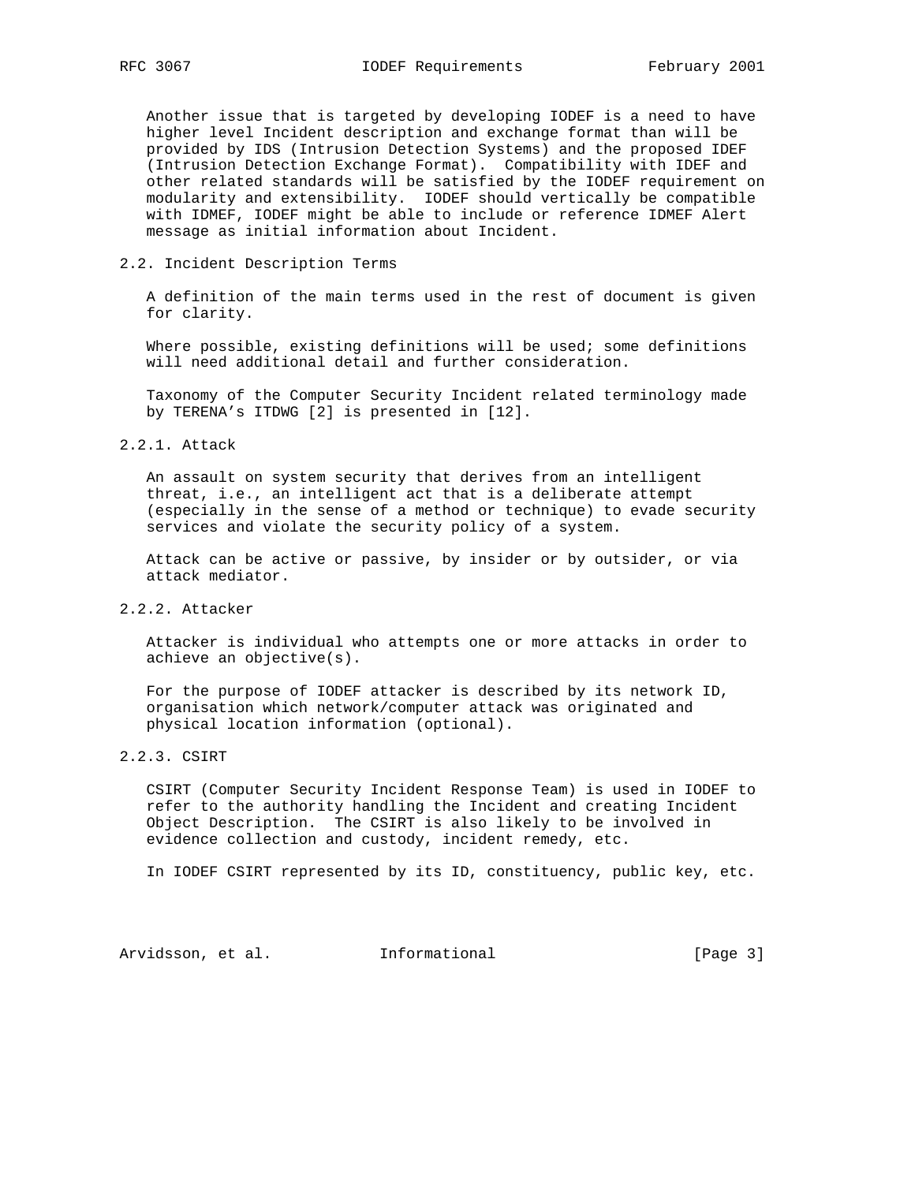Another issue that is targeted by developing IODEF is a need to have higher level Incident description and exchange format than will be provided by IDS (Intrusion Detection Systems) and the proposed IDEF (Intrusion Detection Exchange Format). Compatibility with IDEF and other related standards will be satisfied by the IODEF requirement on modularity and extensibility. IODEF should vertically be compatible with IDMEF, IODEF might be able to include or reference IDMEF Alert message as initial information about Incident.

### 2.2. Incident Description Terms

A definition of the main terms used in the rest of document is given for clarity.

Where possible, existing definitions will be used; some definitions will need additional detail and further consideration.

Taxonomy of the Computer Security Incident related terminology made by TERENA’s ITDWG [2] is presented in [12].

#### 2.2.1. Attack

An assault on system security that derives from an intelligent threat, i.e., an intelligent act that is a deliberate attempt (especially in the sense of a method or technique) to evade security services and violate the security policy of a system.

Attack can be active or passive, by insider or by outsider, or via attack mediator.

#### 2.2.2. Attacker

Attacker is individual who attempts one or more attacks in order to achieve an objective(s).

For the purpose of IODEF attacker is described by its network ID, organisation which network/computer attack was originated and physical location information (optional).

#### 2.2.3. CSIRT

CSIRT (Computer Security Incident Response Team) is used in IODEF to refer to the authority handling the Incident and creating Incident Object Description. The CSIRT is also likely to be involved in evidence collection and custody, incident remedy, etc.

In IODEF CSIRT represented by its ID, constituency, public key, etc.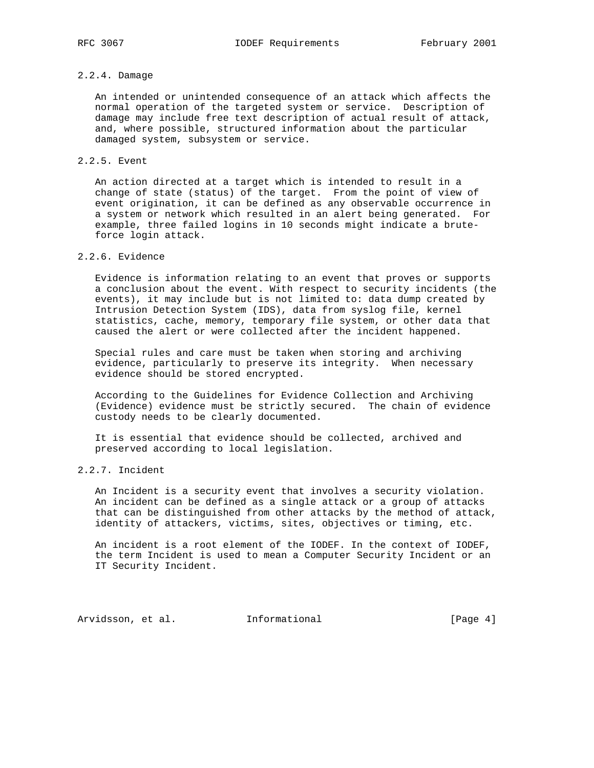#### 2.2.4. Damage

An intended or unintended consequence of an attack which affects the normal operation of the targeted system or service. Description of damage may include free text description of actual result of attack, and, where possible, structured information about the particular damaged system, subsystem or service.

#### 2.2.5. Event

An action directed at a target which is intended to result in a change of state (status) of the target. From the point of view of event origination, it can be defined as any observable occurrence in a system or network which resulted in an alert being generated. For example, three failed logins in 10 seconds might indicate a brute-force login attack.

#### 2.2.6. Evidence

Evidence is information relating to an event that proves or supports a conclusion about the event. With respect to security incidents (the events), it may include but is not limited to: data dump created by Intrusion Detection System (IDS), data from syslog file, kernel statistics, cache, memory, temporary file system, or other data that caused the alert or were collected after the incident happened.

Special rules and care must be taken when storing and archiving evidence, particularly to preserve its integrity. When necessary evidence should be stored encrypted.

According to the Guidelines for Evidence Collection and Archiving (Evidence) evidence must be strictly secured. The chain of evidence custody needs to be clearly documented.

It is essential that evidence should be collected, archived and preserved according to local legislation.

#### 2.2.7. Incident

An Incident is a security event that involves a security violation. An incident can be defined as a single attack or a group of attacks that can be distinguished from other attacks by the method of attack, identity of attackers, victims, sites, objectives or timing, etc.

An incident is a root element of the IODEF. In the context of IODEF, the term Incident is used to mean a Computer Security Incident or an IT Security Incident.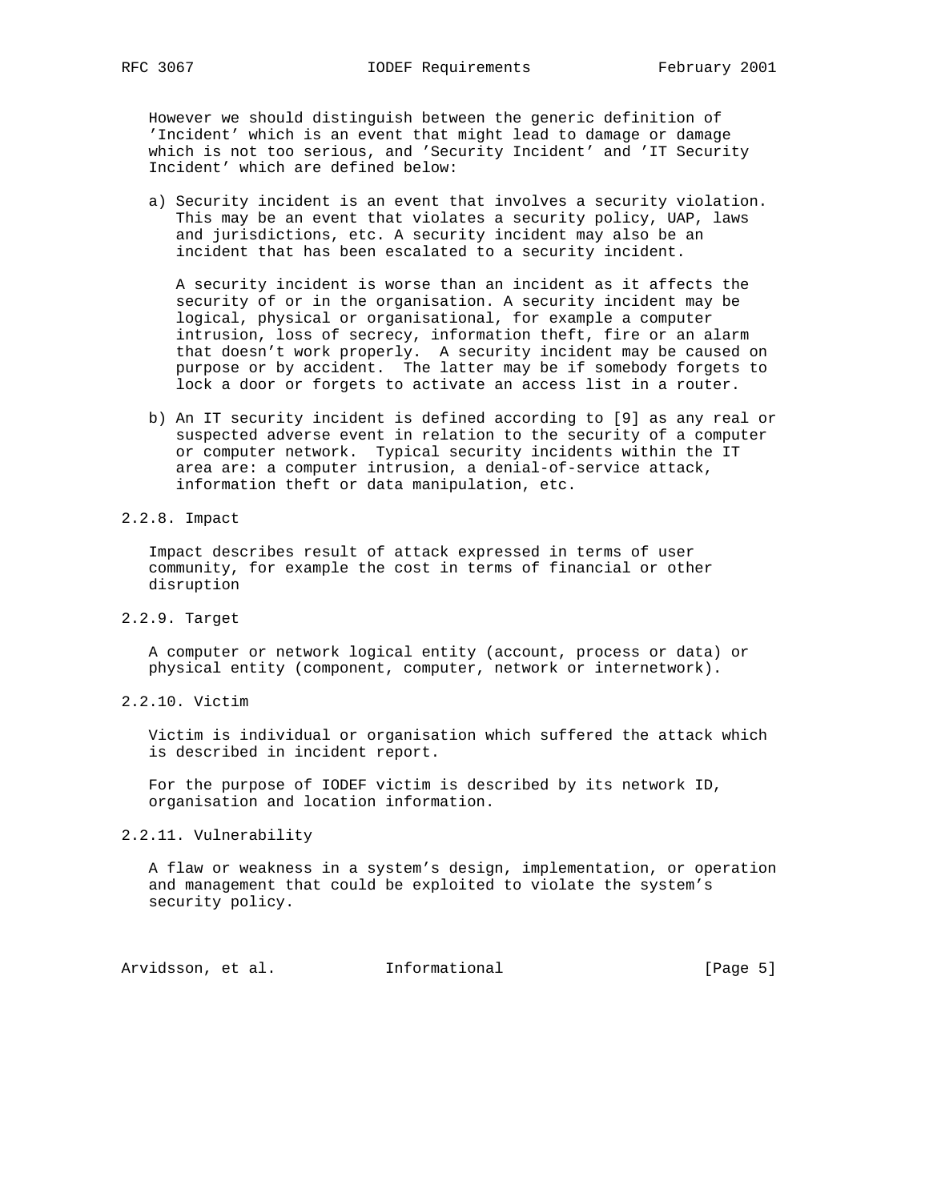However we should distinguish between the generic definition of 'Incident' which is an event that might lead to damage or damage which is not too serious, and 'Security Incident' and 'IT Security Incident' which are defined below:

a) Security incident is an event that involves a security violation. This may be an event that violates a security policy, UAP, laws and jurisdictions, etc. A security incident may also be an incident that has been escalated to a security incident.

   A security incident is worse than an incident as it affects the security of or in the organisation. A security incident may be logical, physical or organisational, for example a computer intrusion, loss of secrecy, information theft, fire or an alarm that doesn't work properly. A security incident may be caused on purpose or by accident. The latter may be if somebody forgets to lock a door or forgets to activate an access list in a router.

b) An IT security incident is defined according to [9] as any real or suspected adverse event in relation to the security of a computer or computer network. Typical security incidents within the IT area are: a computer intrusion, a denial-of-service attack, information theft or data manipulation, etc.

### 2.2.8. Impact

Impact describes result of attack expressed in terms of user community, for example the cost in terms of financial or other disruption

### 2.2.9. Target

A computer or network logical entity (account, process or data) or physical entity (component, computer, network or internetwork).

### 2.2.10. Victim

Victim is individual or organisation which suffered the attack which is described in incident report.

For the purpose of IODEF victim is described by its network ID, organisation and location information.

### 2.2.11. Vulnerability

A flaw or weakness in a system's design, implementation, or operation and management that could be exploited to violate the system's security policy.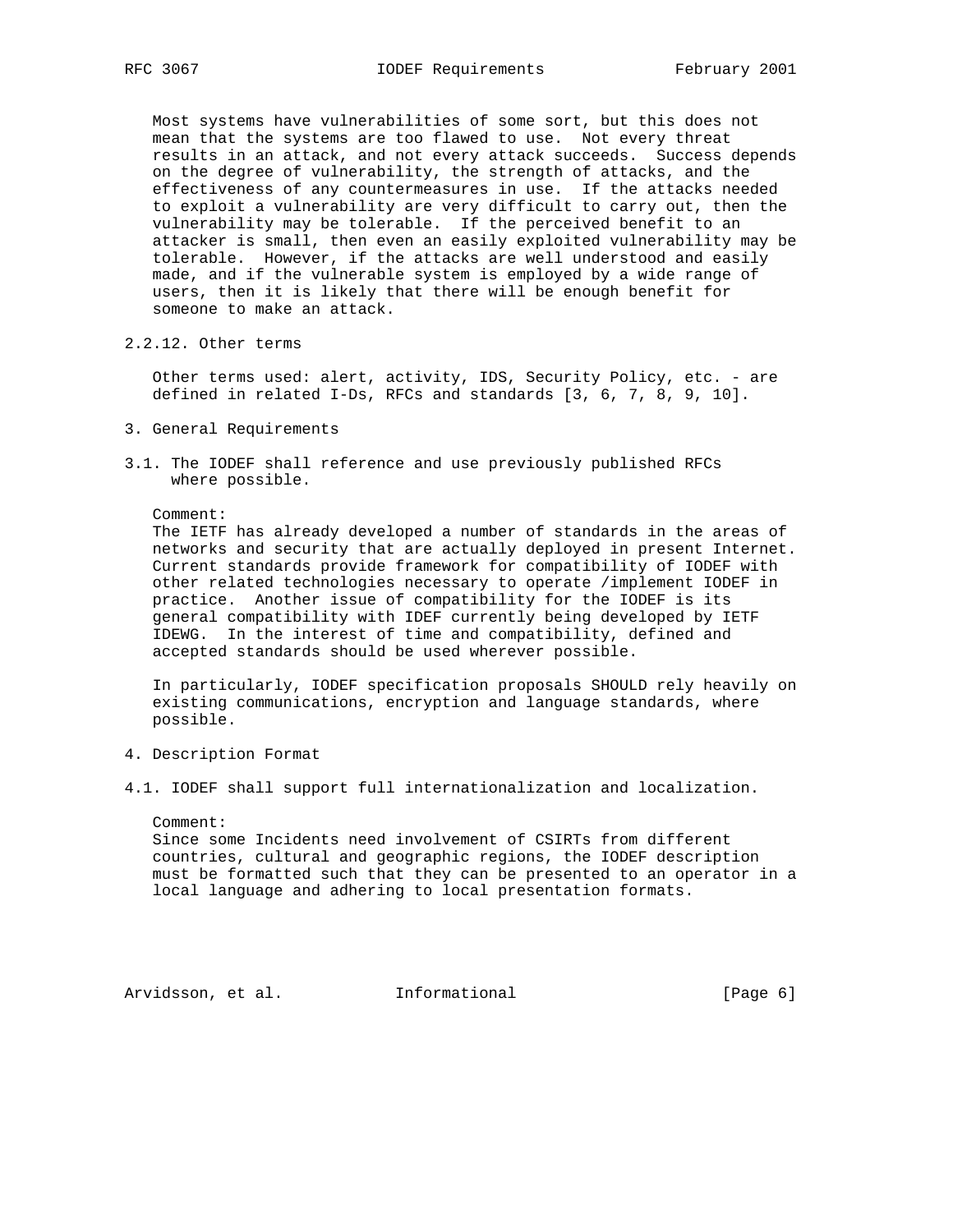Most systems have vulnerabilities of some sort, but this does not mean that the systems are too flawed to use. Not every threat results in an attack, and not every attack succeeds. Success depends on the degree of vulnerability, the strength of attacks, and the effectiveness of any countermeasures in use. If the attacks needed to exploit a vulnerability are very difficult to carry out, then the vulnerability may be tolerable. If the perceived benefit to an attacker is small, then even an easily exploited vulnerability may be tolerable. However, if the attacks are well understood and easily made, and if the vulnerable system is employed by a wide range of users, then it is likely that there will be enough benefit for someone to make an attack.

### 2.2.12. Other terms

Other terms used: alert, activity, IDS, Security Policy, etc. - are defined in related I-Ds, RFCs and standards [3, 6, 7, 8, 9, 10].

## 3. General Requirements

### 3.1. The IODEF shall reference and use previously published RFCs where possible.

Comment:
The IETF has already developed a number of standards in the areas of networks and security that are actually deployed in present Internet. Current standards provide framework for compatibility of IODEF with other related technologies necessary to operate /implement IODEF in practice. Another issue of compatibility for the IODEF is its general compatibility with IDEF currently being developed by IETF IDEWG. In the interest of time and compatibility, defined and accepted standards should be used wherever possible.

In particularly, IODEF specification proposals SHOULD rely heavily on existing communications, encryption and language standards, where possible.

## 4. Description Format

### 4.1. IODEF shall support full internationalization and localization.

Comment:
Since some Incidents need involvement of CSIRTs from different countries, cultural and geographic regions, the IODEF description must be formatted such that they can be presented to an operator in a local language and adhering to local presentation formats.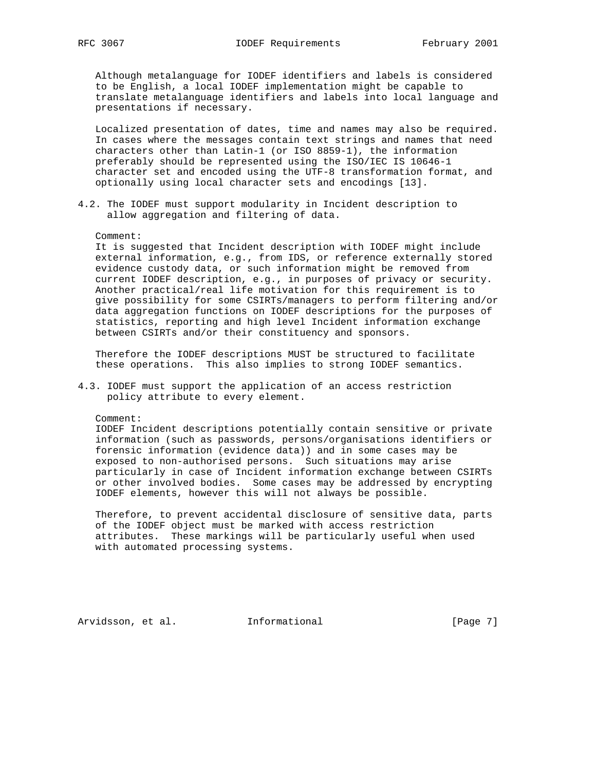Although metalanguage for IODEF identifiers and labels is considered to be English, a local IODEF implementation might be capable to translate metalanguage identifiers and labels into local language and presentations if necessary.

Localized presentation of dates, time and names may also be required. In cases where the messages contain text strings and names that need characters other than Latin-1 (or ISO 8859-1), the information preferably should be represented using the ISO/IEC IS 10646-1 character set and encoded using the UTF-8 transformation format, and optionally using local character sets and encodings [13].

### 4.2. The IODEF must support modularity in Incident description to allow aggregation and filtering of data.

Comment:
It is suggested that Incident description with IODEF might include external information, e.g., from IDS, or reference externally stored evidence custody data, or such information might be removed from current IODEF description, e.g., in purposes of privacy or security. Another practical/real life motivation for this requirement is to give possibility for some CSIRTs/managers to perform filtering and/or data aggregation functions on IODEF descriptions for the purposes of statistics, reporting and high level Incident information exchange between CSIRTs and/or their constituency and sponsors.

Therefore the IODEF descriptions MUST be structured to facilitate these operations. This also implies to strong IODEF semantics.

### 4.3. IODEF must support the application of an access restriction policy attribute to every element.

Comment:
IODEF Incident descriptions potentially contain sensitive or private information (such as passwords, persons/organisations identifiers or forensic information (evidence data)) and in some cases may be exposed to non-authorised persons. Such situations may arise particularly in case of Incident information exchange between CSIRTs or other involved bodies. Some cases may be addressed by encrypting IODEF elements, however this will not always be possible.

Therefore, to prevent accidental disclosure of sensitive data, parts of the IODEF object must be marked with access restriction attributes. These markings will be particularly useful when used with automated processing systems.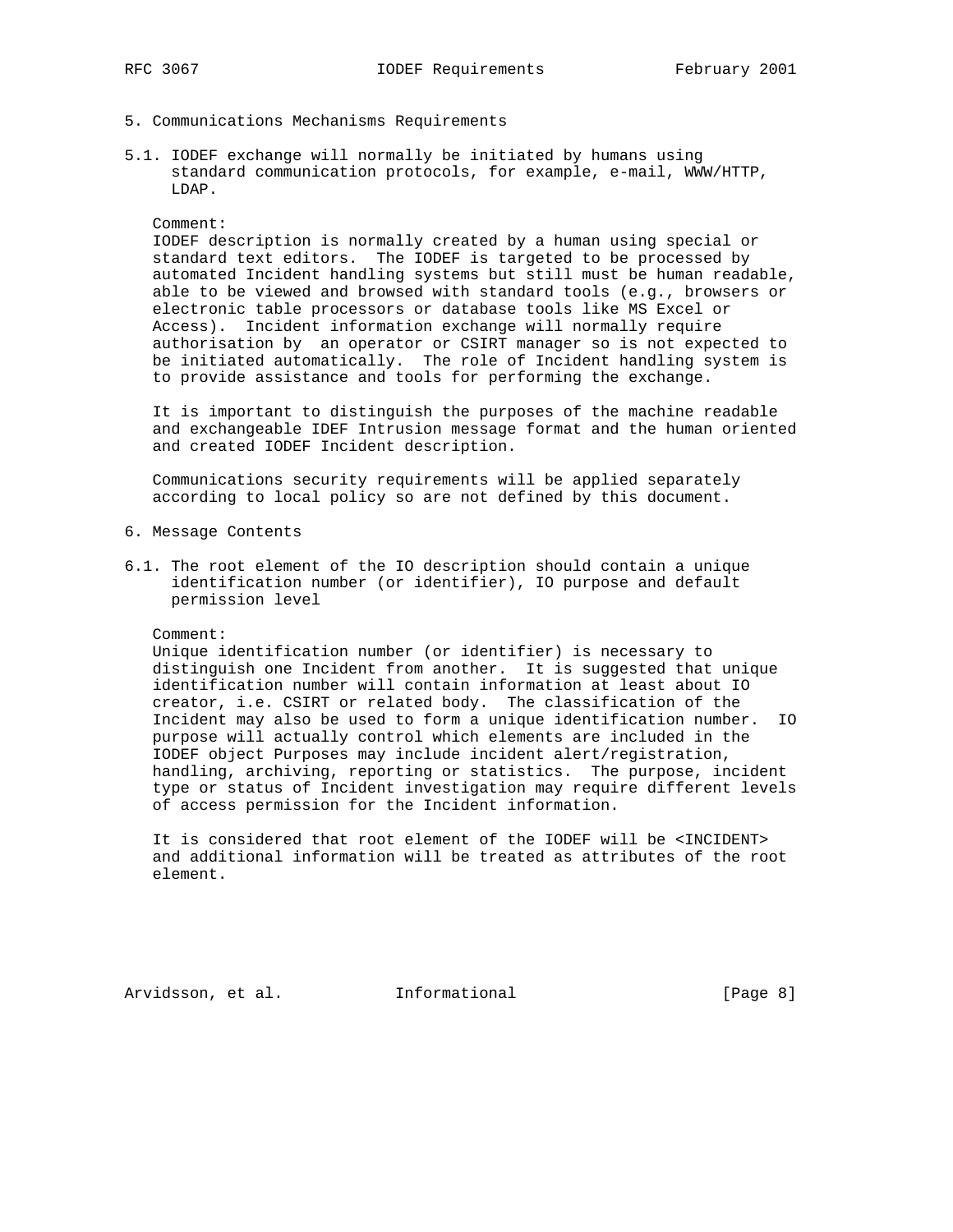## 5. Communications Mechanisms Requirements

5.1. IODEF exchange will normally be initiated by humans using standard communication protocols, for example, e-mail, WWW/HTTP, LDAP.

Comment:
IODEF description is normally created by a human using special or standard text editors. The IODEF is targeted to be processed by automated Incident handling systems but still must be human readable, able to be viewed and browsed with standard tools (e.g., browsers or electronic table processors or database tools like MS Excel or Access). Incident information exchange will normally require authorisation by an operator or CSIRT manager so is not expected to be initiated automatically. The role of Incident handling system is to provide assistance and tools for performing the exchange.

It is important to distinguish the purposes of the machine readable and exchangeable IDEF Intrusion message format and the human oriented and created IODEF Incident description.

Communications security requirements will be applied separately according to local policy so are not defined by this document.

## 6. Message Contents

6.1. The root element of the IO description should contain a unique identification number (or identifier), IO purpose and default permission level

Comment:
Unique identification number (or identifier) is necessary to distinguish one Incident from another. It is suggested that unique identification number will contain information at least about IO creator, i.e. CSIRT or related body. The classification of the Incident may also be used to form a unique identification number. IO purpose will actually control which elements are included in the IODEF object Purposes may include incident alert/registration, handling, archiving, reporting or statistics. The purpose, incident type or status of Incident investigation may require different levels of access permission for the Incident information.

It is considered that root element of the IODEF will be <INCIDENT> and additional information will be treated as attributes of the root element.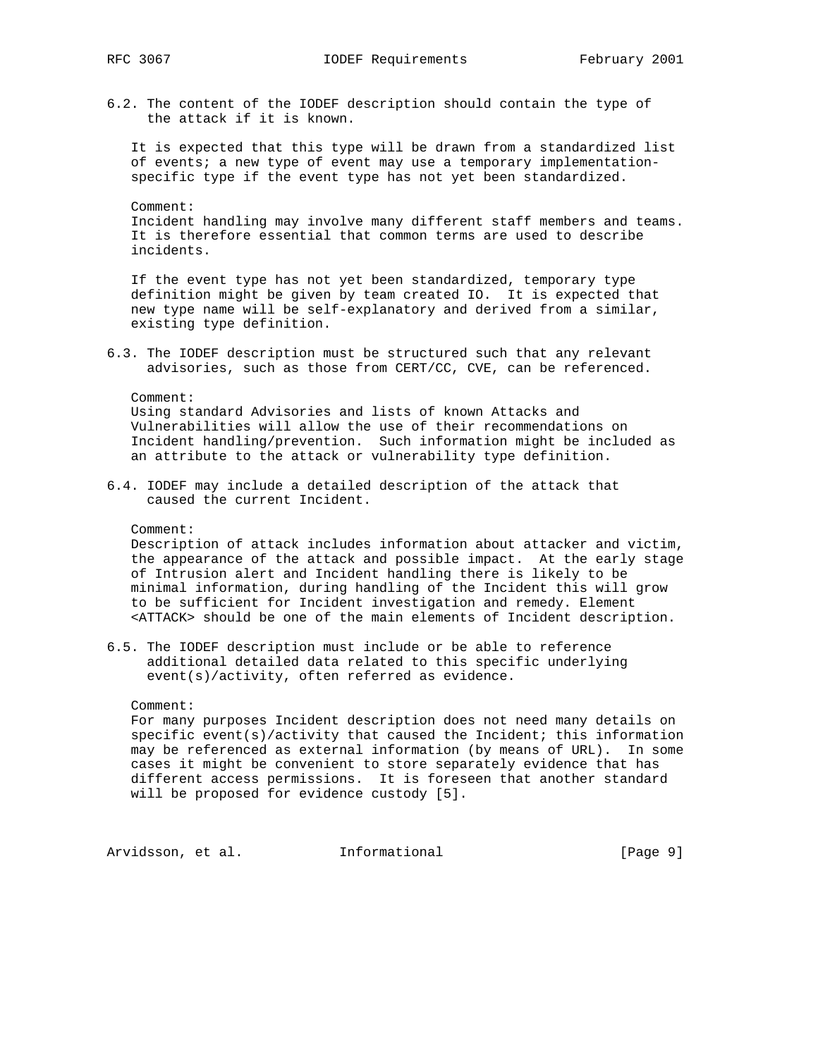6.2. The content of the IODEF description should contain the type of the attack if it is known.

It is expected that this type will be drawn from a standardized list of events; a new type of event may use a temporary implementation-specific type if the event type has not yet been standardized.

Comment:
Incident handling may involve many different staff members and teams. It is therefore essential that common terms are used to describe incidents.

If the event type has not yet been standardized, temporary type definition might be given by team created IO. It is expected that new type name will be self-explanatory and derived from a similar, existing type definition.

6.3. The IODEF description must be structured such that any relevant advisories, such as those from CERT/CC, CVE, can be referenced.

Comment:
Using standard Advisories and lists of known Attacks and Vulnerabilities will allow the use of their recommendations on Incident handling/prevention. Such information might be included as an attribute to the attack or vulnerability type definition.

6.4. IODEF may include a detailed description of the attack that caused the current Incident.

Comment:
Description of attack includes information about attacker and victim, the appearance of the attack and possible impact. At the early stage of Intrusion alert and Incident handling there is likely to be minimal information, during handling of the Incident this will grow to be sufficient for Incident investigation and remedy. Element <ATTACK> should be one of the main elements of Incident description.

6.5. The IODEF description must include or be able to reference additional detailed data related to this specific underlying event(s)/activity, often referred as evidence.

Comment:
For many purposes Incident description does not need many details on specific event(s)/activity that caused the Incident; this information may be referenced as external information (by means of URL). In some cases it might be convenient to store separately evidence that has different access permissions. It is foreseen that another standard will be proposed for evidence custody [5].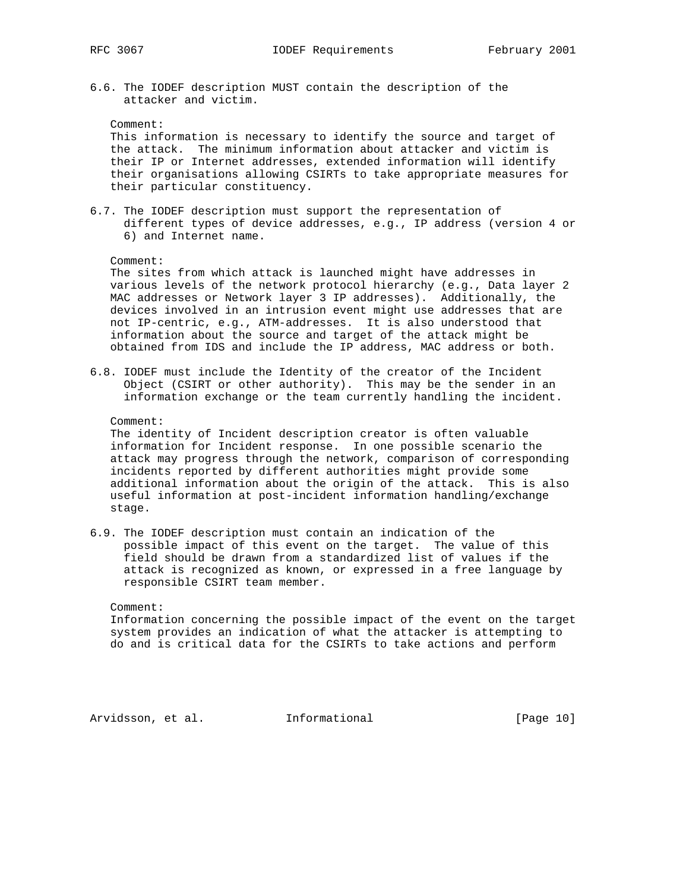6.6. The IODEF description MUST contain the description of the attacker and victim.

Comment:
This information is necessary to identify the source and target of the attack. The minimum information about attacker and victim is their IP or Internet addresses, extended information will identify their organisations allowing CSIRTs to take appropriate measures for their particular constituency.

6.7. The IODEF description must support the representation of different types of device addresses, e.g., IP address (version 4 or 6) and Internet name.

Comment:
The sites from which attack is launched might have addresses in various levels of the network protocol hierarchy (e.g., Data layer 2 MAC addresses or Network layer 3 IP addresses). Additionally, the devices involved in an intrusion event might use addresses that are not IP-centric, e.g., ATM-addresses. It is also understood that information about the source and target of the attack might be obtained from IDS and include the IP address, MAC address or both.

6.8. IODEF must include the Identity of the creator of the Incident Object (CSIRT or other authority). This may be the sender in an information exchange or the team currently handling the incident.

Comment:
The identity of Incident description creator is often valuable information for Incident response. In one possible scenario the attack may progress through the network, comparison of corresponding incidents reported by different authorities might provide some additional information about the origin of the attack. This is also useful information at post-incident information handling/exchange stage.

6.9. The IODEF description must contain an indication of the possible impact of this event on the target. The value of this field should be drawn from a standardized list of values if the attack is recognized as known, or expressed in a free language by responsible CSIRT team member.

Comment:
Information concerning the possible impact of the event on the target system provides an indication of what the attacker is attempting to do and is critical data for the CSIRTs to take actions and perform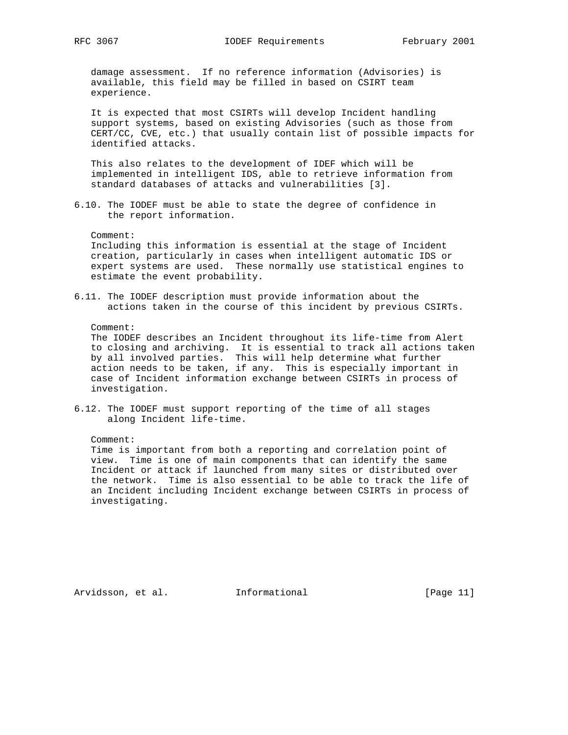damage assessment. If no reference information (Advisories) is available, this field may be filled in based on CSIRT team experience.

It is expected that most CSIRTs will develop Incident handling support systems, based on existing Advisories (such as those from CERT/CC, CVE, etc.) that usually contain list of possible impacts for identified attacks.

This also relates to the development of IDEF which will be implemented in intelligent IDS, able to retrieve information from standard databases of attacks and vulnerabilities [3].

6.10. The IODEF must be able to state the degree of confidence in the report information.

Comment:
Including this information is essential at the stage of Incident creation, particularly in cases when intelligent automatic IDS or expert systems are used. These normally use statistical engines to estimate the event probability.

6.11. The IODEF description must provide information about the actions taken in the course of this incident by previous CSIRTs.

Comment:
The IODEF describes an Incident throughout its life-time from Alert to closing and archiving. It is essential to track all actions taken by all involved parties. This will help determine what further action needs to be taken, if any. This is especially important in case of Incident information exchange between CSIRTs in process of investigation.

6.12. The IODEF must support reporting of the time of all stages along Incident life-time.

Comment:
Time is important from both a reporting and correlation point of view. Time is one of main components that can identify the same Incident or attack if launched from many sites or distributed over the network. Time is also essential to be able to track the life of an Incident including Incident exchange between CSIRTs in process of investigating.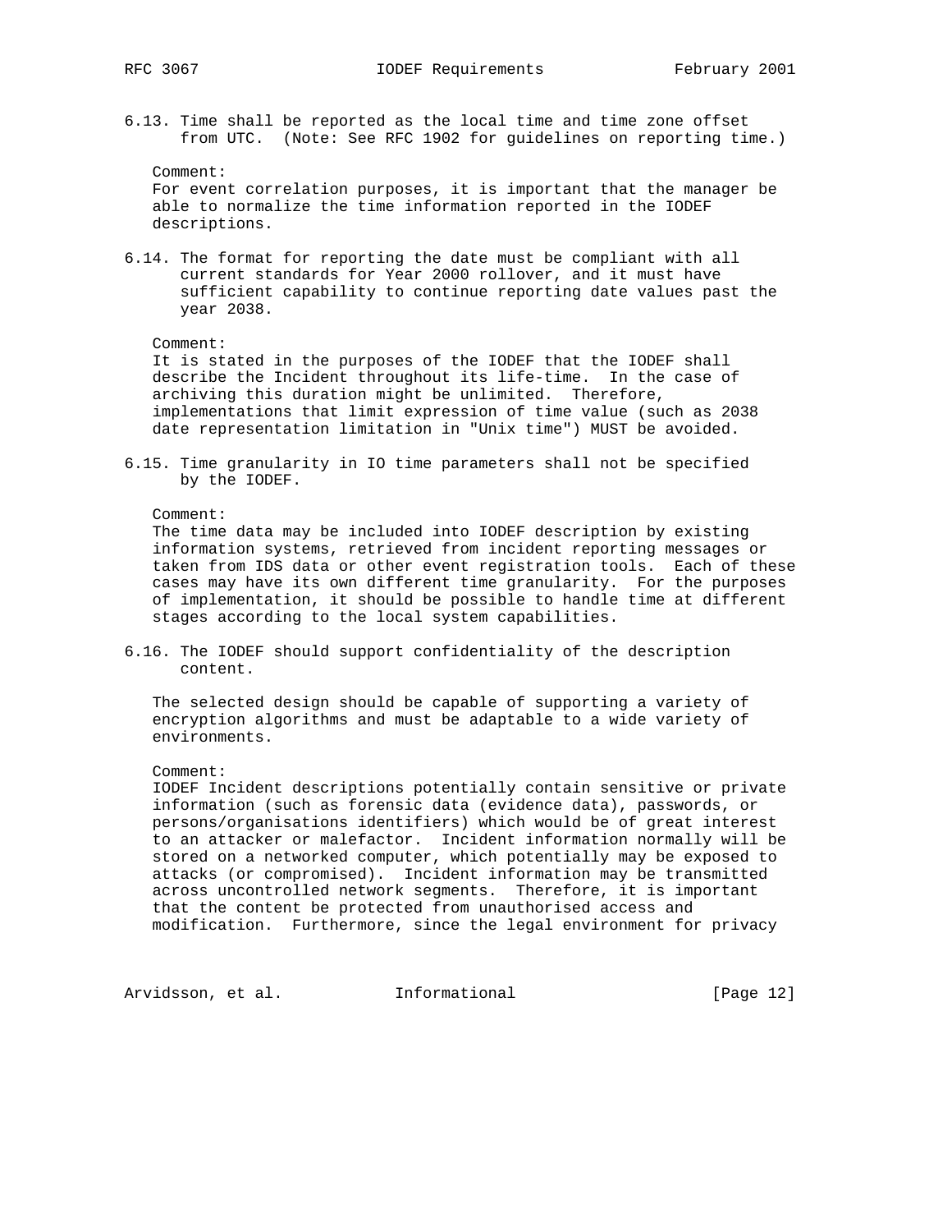6.13. Time shall be reported as the local time and time zone offset from UTC. (Note: See RFC 1902 for guidelines on reporting time.)

Comment:
For event correlation purposes, it is important that the manager be able to normalize the time information reported in the IODEF descriptions.

6.14. The format for reporting the date must be compliant with all current standards for Year 2000 rollover, and it must have sufficient capability to continue reporting date values past the year 2038.

Comment:
It is stated in the purposes of the IODEF that the IODEF shall describe the Incident throughout its life-time. In the case of archiving this duration might be unlimited. Therefore, implementations that limit expression of time value (such as 2038 date representation limitation in "Unix time") MUST be avoided.

6.15. Time granularity in IO time parameters shall not be specified by the IODEF.

Comment:
The time data may be included into IODEF description by existing information systems, retrieved from incident reporting messages or taken from IDS data or other event registration tools. Each of these cases may have its own different time granularity. For the purposes of implementation, it should be possible to handle time at different stages according to the local system capabilities.

6.16. The IODEF should support confidentiality of the description content.

The selected design should be capable of supporting a variety of encryption algorithms and must be adaptable to a wide variety of environments.

Comment:
IODEF Incident descriptions potentially contain sensitive or private information (such as forensic data (evidence data), passwords, or persons/organisations identifiers) which would be of great interest to an attacker or malefactor. Incident information normally will be stored on a networked computer, which potentially may be exposed to attacks (or compromised). Incident information may be transmitted across uncontrolled network segments. Therefore, it is important that the content be protected from unauthorised access and modification. Furthermore, since the legal environment for privacy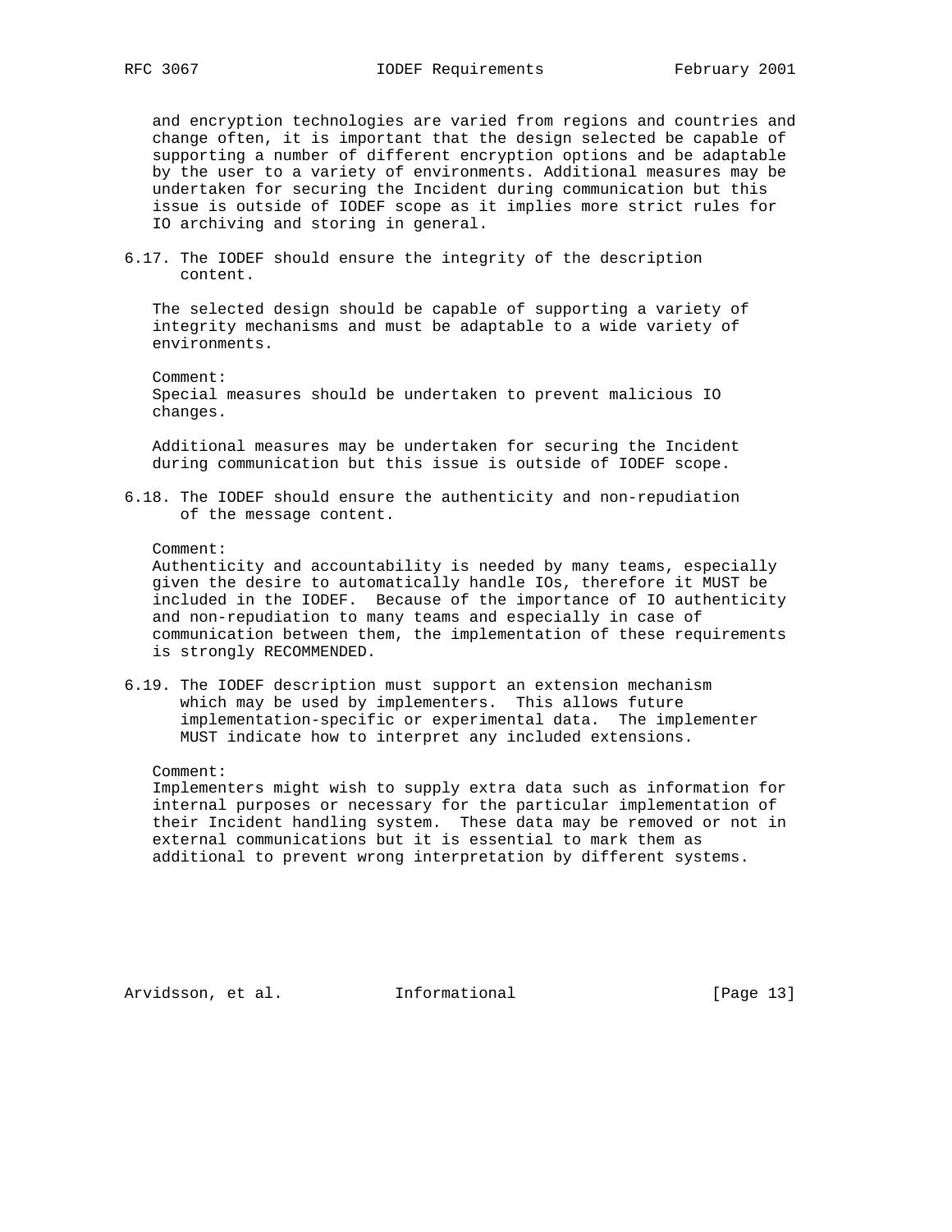and encryption technologies are varied from regions and countries and change often, it is important that the design selected be capable of supporting a number of different encryption options and be adaptable by the user to a variety of environments. Additional measures may be undertaken for securing the Incident during communication but this issue is outside of IODEF scope as it implies more strict rules for IO archiving and storing in general.

6.17. The IODEF should ensure the integrity of the description content.

The selected design should be capable of supporting a variety of integrity mechanisms and must be adaptable to a wide variety of environments.

Comment:
Special measures should be undertaken to prevent malicious IO changes.

Additional measures may be undertaken for securing the Incident during communication but this issue is outside of IODEF scope.

6.18. The IODEF should ensure the authenticity and non-repudiation of the message content.

Comment:
Authenticity and accountability is needed by many teams, especially given the desire to automatically handle IOs, therefore it MUST be included in the IODEF. Because of the importance of IO authenticity and non-repudiation to many teams and especially in case of communication between them, the implementation of these requirements is strongly RECOMMENDED.

6.19. The IODEF description must support an extension mechanism which may be used by implementers. This allows future implementation-specific or experimental data. The implementer MUST indicate how to interpret any included extensions.

Comment:
Implementers might wish to supply extra data such as information for internal purposes or necessary for the particular implementation of their Incident handling system. These data may be removed or not in external communications but it is essential to mark them as additional to prevent wrong interpretation by different systems.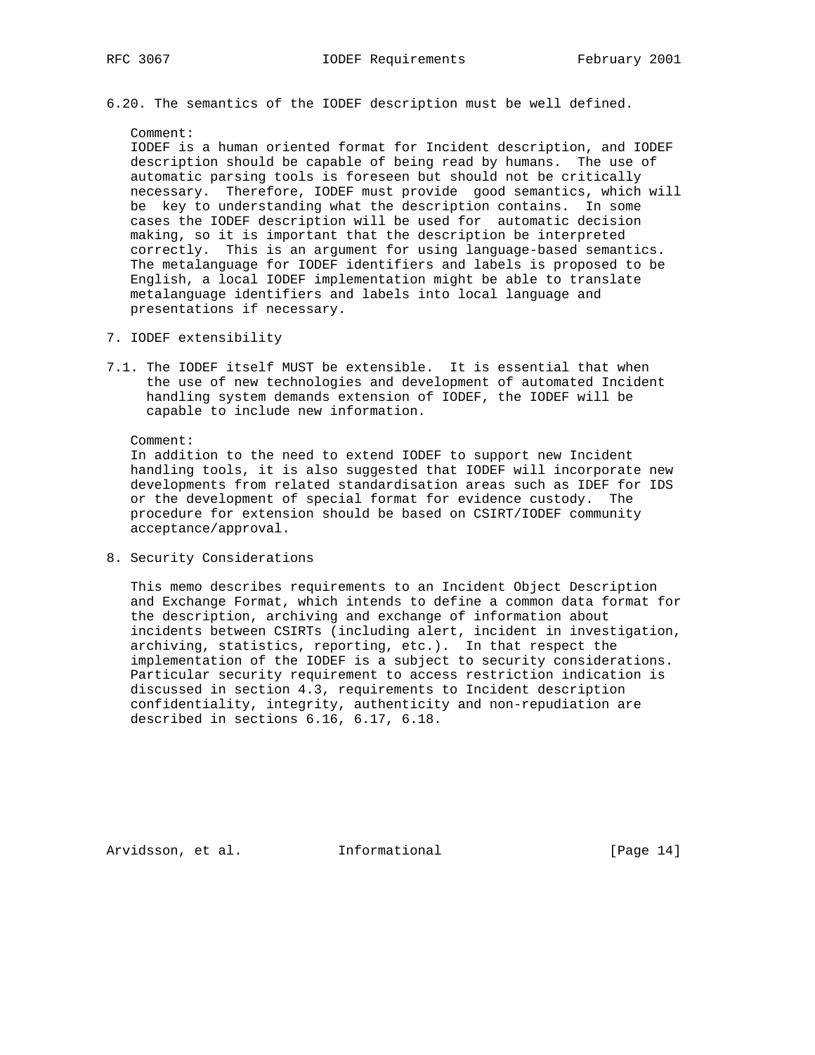6.20. The semantics of the IODEF description must be well defined.

Comment:
IODEF is a human oriented format for Incident description, and IODEF description should be capable of being read by humans. The use of automatic parsing tools is foreseen but should not be critically necessary. Therefore, IODEF must provide good semantics, which will be key to understanding what the description contains. In some cases the IODEF description will be used for automatic decision making, so it is important that the description be interpreted correctly. This is an argument for using language-based semantics. The metalanguage for IODEF identifiers and labels is proposed to be English, a local IODEF implementation might be able to translate metalanguage identifiers and labels into local language and presentations if necessary.

## 7. IODEF extensibility

7.1. The IODEF itself MUST be extensible. It is essential that when the use of new technologies and development of automated Incident handling system demands extension of IODEF, the IODEF will be capable to include new information.

Comment:
In addition to the need to extend IODEF to support new Incident handling tools, it is also suggested that IODEF will incorporate new developments from related standardisation areas such as IDEF for IDS or the development of special format for evidence custody. The procedure for extension should be based on CSIRT/IODEF community acceptance/approval.

## 8. Security Considerations

This memo describes requirements to an Incident Object Description and Exchange Format, which intends to define a common data format for the description, archiving and exchange of information about incidents between CSIRTs (including alert, incident in investigation, archiving, statistics, reporting, etc.). In that respect the implementation of the IODEF is a subject to security considerations. Particular security requirement to access restriction indication is discussed in section 4.3, requirements to Incident description confidentiality, integrity, authenticity and non-repudiation are described in sections 6.16, 6.17, 6.18.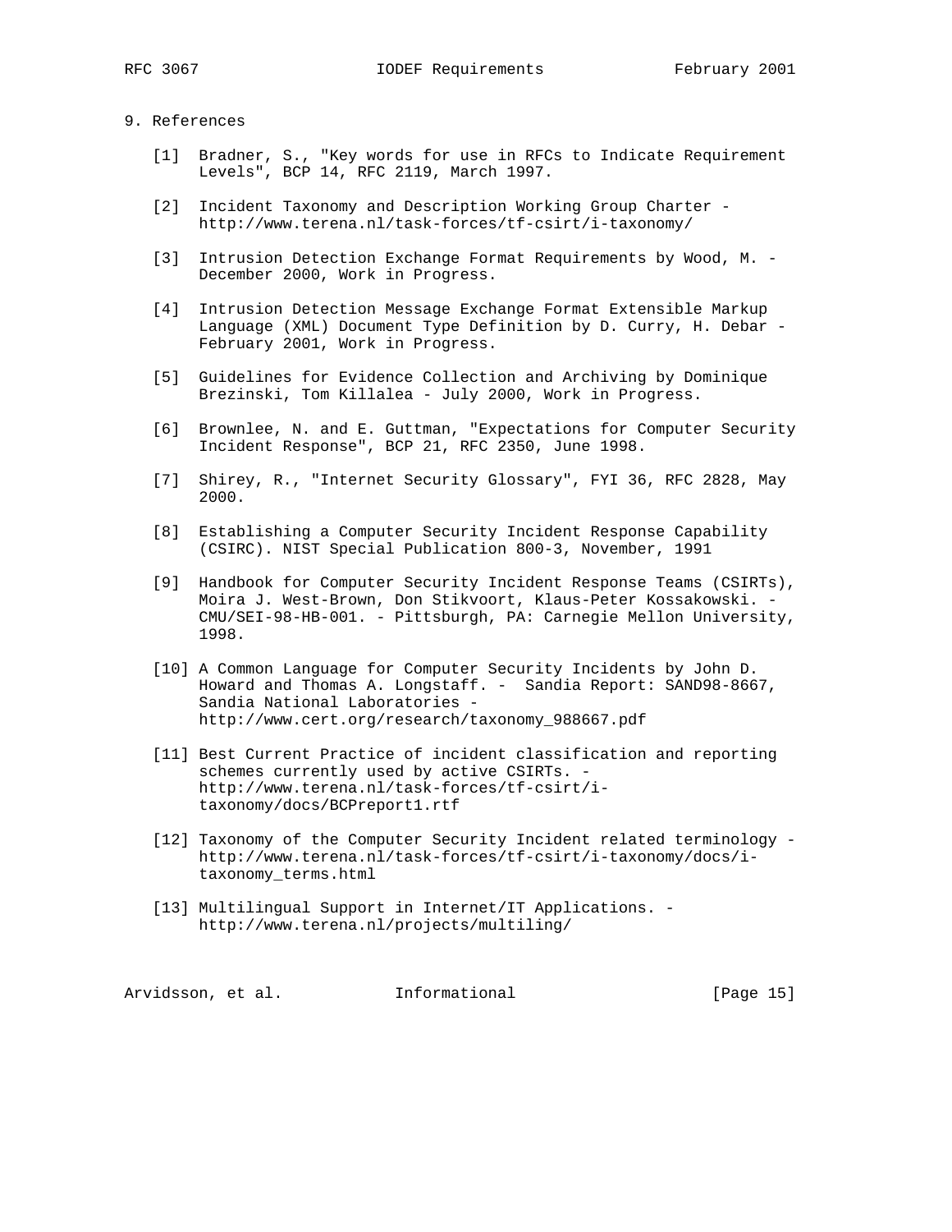## 9. References

[1] Bradner, S., "Key words for use in RFCs to Indicate Requirement Levels", BCP 14, RFC 2119, March 1997.

[2] Incident Taxonomy and Description Working Group Charter - http://www.terena.nl/task-forces/tf-csirt/i-taxonomy/

[3] Intrusion Detection Exchange Format Requirements by Wood, M. - December 2000, Work in Progress.

[4] Intrusion Detection Message Exchange Format Extensible Markup Language (XML) Document Type Definition by D. Curry, H. Debar - February 2001, Work in Progress.

[5] Guidelines for Evidence Collection and Archiving by Dominique Brezinski, Tom Killalea - July 2000, Work in Progress.

[6] Brownlee, N. and E. Guttman, "Expectations for Computer Security Incident Response", BCP 21, RFC 2350, June 1998.

[7] Shirey, R., "Internet Security Glossary", FYI 36, RFC 2828, May 2000.

[8] Establishing a Computer Security Incident Response Capability (CSIRC). NIST Special Publication 800-3, November, 1991

[9] Handbook for Computer Security Incident Response Teams (CSIRTs), Moira J. West-Brown, Don Stikvoort, Klaus-Peter Kossakowski. - CMU/SEI-98-HB-001. - Pittsburgh, PA: Carnegie Mellon University, 1998.

[10] A Common Language for Computer Security Incidents by John D. Howard and Thomas A. Longstaff. - Sandia Report: SAND98-8667, Sandia National Laboratories - http://www.cert.org/research/taxonomy_988667.pdf

[11] Best Current Practice of incident classification and reporting schemes currently used by active CSIRTs. - http://www.terena.nl/task-forces/tf-csirt/i-taxonomy/docs/BCPreport1.rtf

[12] Taxonomy of the Computer Security Incident related terminology - http://www.terena.nl/task-forces/tf-csirt/i-taxonomy/docs/i-taxonomy_terms.html

[13] Multilingual Support in Internet/IT Applications. - http://www.terena.nl/projects/multiling/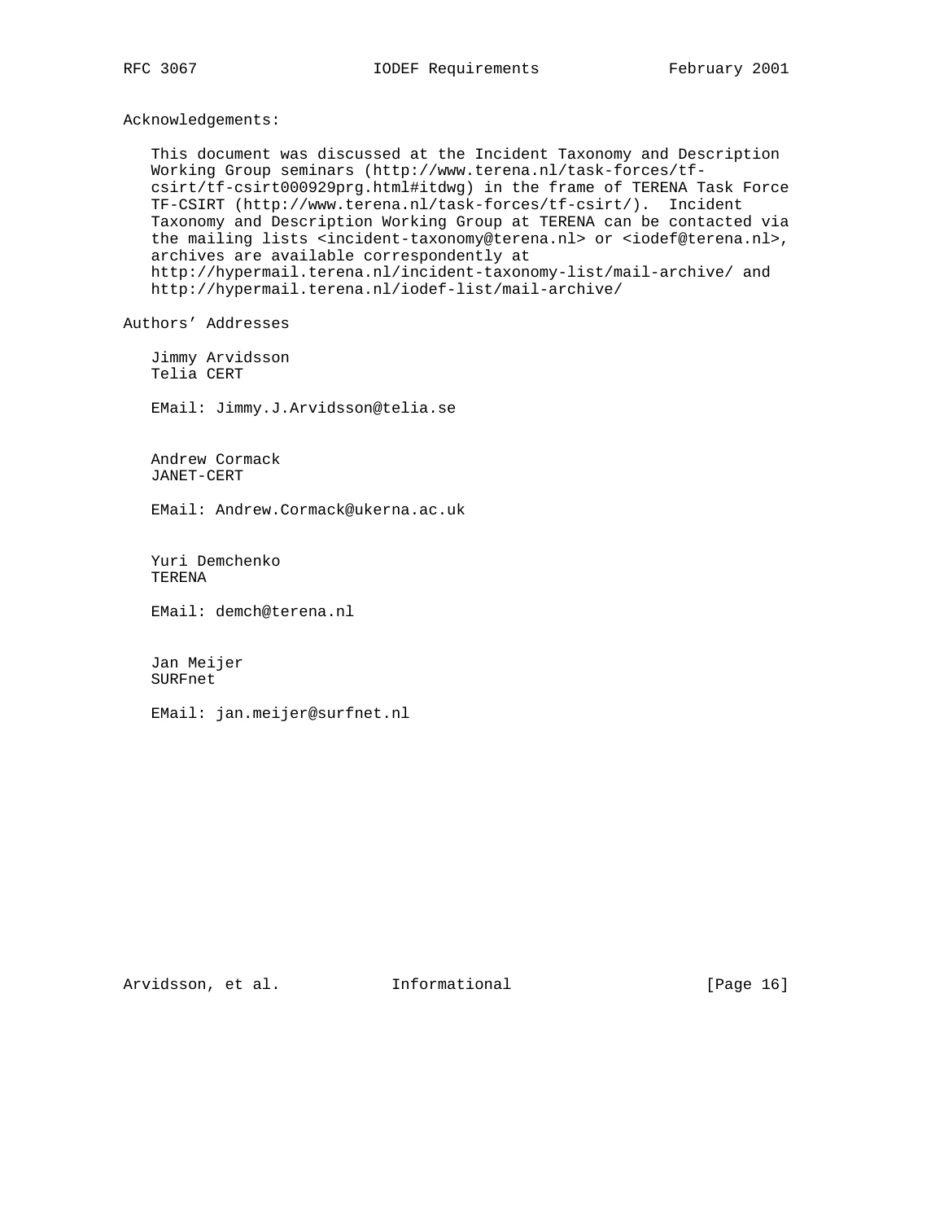## Acknowledgements:

This document was discussed at the Incident Taxonomy and Description Working Group seminars (http://www.terena.nl/task-forces/tf-csirt/tf-csirt000929prg.html#itdwg) in the frame of TERENA Task Force TF-CSIRT (http://www.terena.nl/task-forces/tf-csirt/). Incident Taxonomy and Description Working Group at TERENA can be contacted via the mailing lists <incident-taxonomy@terena.nl> or <iodef@terena.nl>, archives are available correspondently at http://hypermail.terena.nl/incident-taxonomy-list/mail-archive/ and http://hypermail.terena.nl/iodef-list/mail-archive/

## Authors' Addresses

Jimmy Arvidsson
Telia CERT

EMail: Jimmy.J.Arvidsson@telia.se

Andrew Cormack
JANET-CERT

EMail: Andrew.Cormack@ukerna.ac.uk

Yuri Demchenko
TERENA

EMail: demch@terena.nl

Jan Meijer
SURFnet

EMail: jan.meijer@surfnet.nl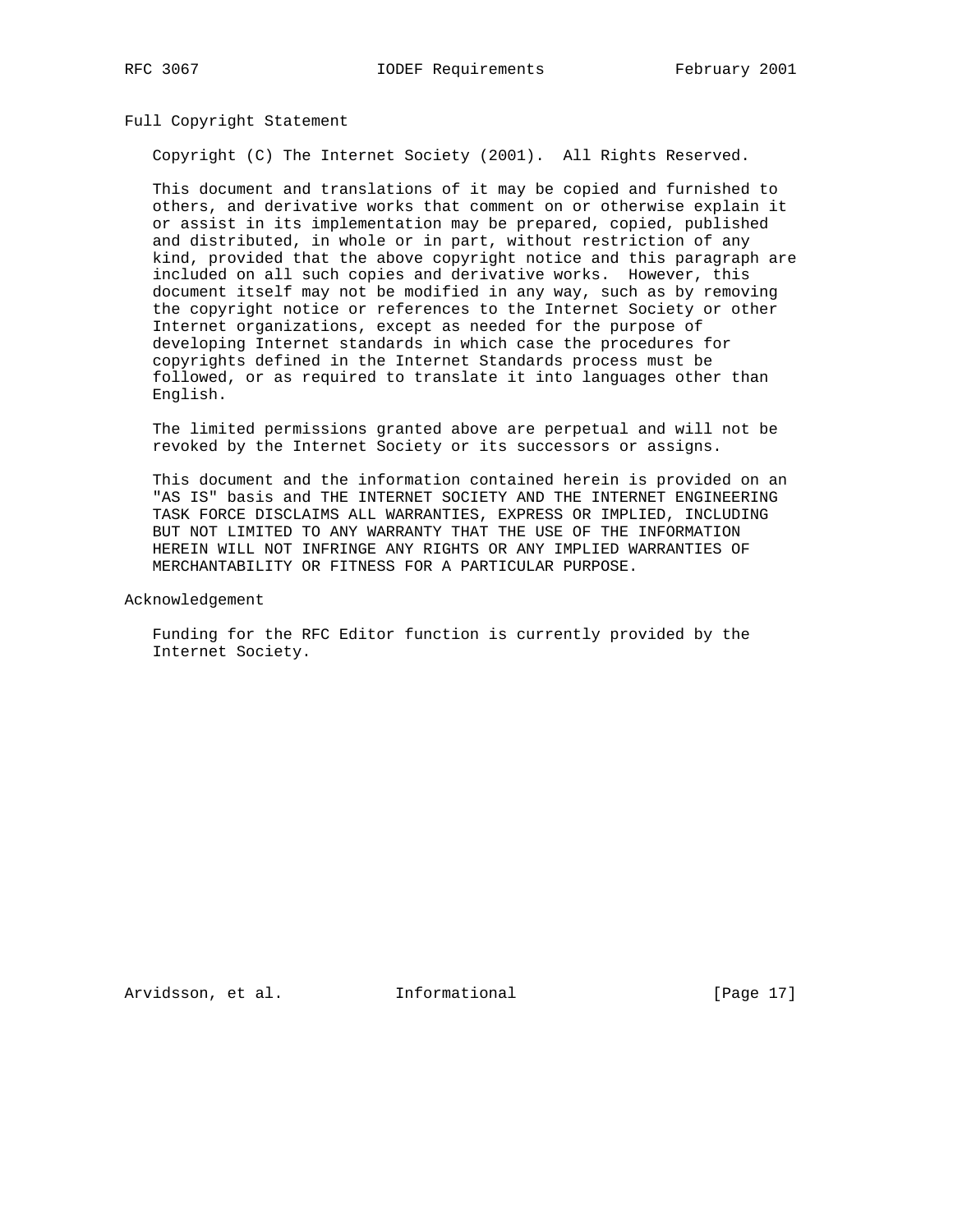## Full Copyright Statement

Copyright (C) The Internet Society (2001). All Rights Reserved.

This document and translations of it may be copied and furnished to others, and derivative works that comment on or otherwise explain it or assist in its implementation may be prepared, copied, published and distributed, in whole or in part, without restriction of any kind, provided that the above copyright notice and this paragraph are included on all such copies and derivative works. However, this document itself may not be modified in any way, such as by removing the copyright notice or references to the Internet Society or other Internet organizations, except as needed for the purpose of developing Internet standards in which case the procedures for copyrights defined in the Internet Standards process must be followed, or as required to translate it into languages other than English.

The limited permissions granted above are perpetual and will not be revoked by the Internet Society or its successors or assigns.

This document and the information contained herein is provided on an "AS IS" basis and THE INTERNET SOCIETY AND THE INTERNET ENGINEERING TASK FORCE DISCLAIMS ALL WARRANTIES, EXPRESS OR IMPLIED, INCLUDING BUT NOT LIMITED TO ANY WARRANTY THAT THE USE OF THE INFORMATION HEREIN WILL NOT INFRINGE ANY RIGHTS OR ANY IMPLIED WARRANTIES OF MERCHANTABILITY OR FITNESS FOR A PARTICULAR PURPOSE.

## Acknowledgement

Funding for the RFC Editor function is currently provided by the Internet Society.